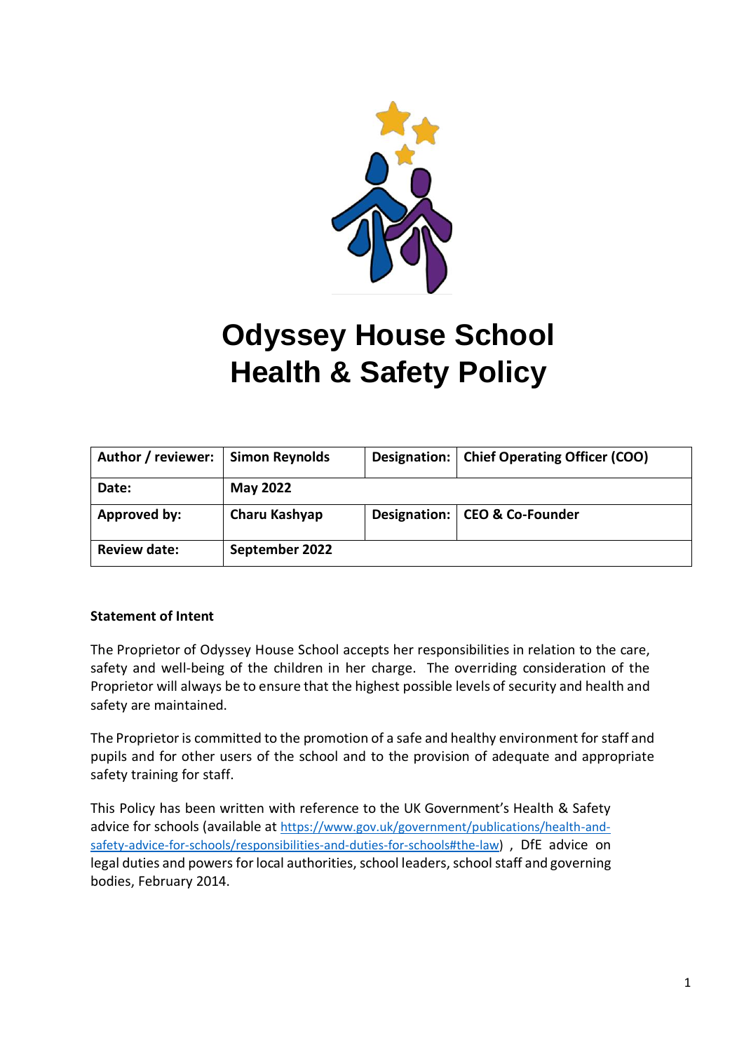# Odyssey House School
# Health & Safety Policy

| Author / reviewer: | Simon Reynolds | Designation: | Chief Operating Officer (COO) |
|---|---|---|---|
| Date: | May 2022 | | |
| Approved by: | Charu Kashyap | Designation: | CEO & Co-Founder |
| Review date: | September 2022 | | |

**Statement of Intent**

The Proprietor of Odyssey House School accepts her responsibilities in relation to the care, safety and well-being of the children in her charge. The overriding consideration of the Proprietor will always be to ensure that the highest possible levels of security and health and safety are maintained.

The Proprietor is committed to the promotion of a safe and healthy environment for staff and pupils and for other users of the school and to the provision of adequate and appropriate safety training for staff.

This Policy has been written with reference to the UK Government's Health & Safety advice for schools (available at https://www.gov.uk/government/publications/health-and-safety-advice-for-schools/responsibilities-and-duties-for-schools#the-law) , DfE advice on legal duties and powers for local authorities, school leaders, school staff and governing bodies, February 2014.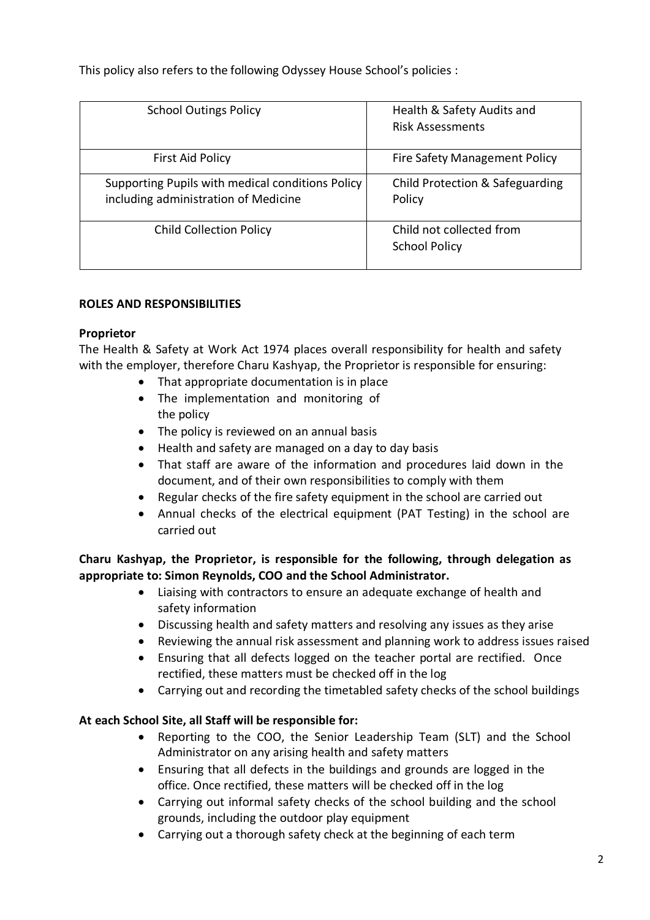This policy also refers to the following Odyssey House School's policies :

| | |
|---|---|
| School Outings Policy | Health & Safety Audits and Risk Assessments |
| First Aid Policy | Fire Safety Management Policy |
| Supporting Pupils with medical conditions Policy including administration of Medicine | Child Protection & Safeguarding Policy |
| Child Collection Policy | Child not collected from School Policy |

**ROLES AND RESPONSIBILITIES**

**Proprietor**

The Health & Safety at Work Act 1974 places overall responsibility for health and safety with the employer, therefore Charu Kashyap, the Proprietor is responsible for ensuring:

- That appropriate documentation is in place
- The implementation and monitoring of the policy
- The policy is reviewed on an annual basis
- Health and safety are managed on a day to day basis
- That staff are aware of the information and procedures laid down in the document, and of their own responsibilities to comply with them
- Regular checks of the fire safety equipment in the school are carried out
- Annual checks of the electrical equipment (PAT Testing) in the school are carried out

**Charu Kashyap, the Proprietor, is responsible for the following, through delegation as appropriate to: Simon Reynolds, COO and the School Administrator.**

- Liaising with contractors to ensure an adequate exchange of health and safety information
- Discussing health and safety matters and resolving any issues as they arise
- Reviewing the annual risk assessment and planning work to address issues raised
- Ensuring that all defects logged on the teacher portal are rectified. Once rectified, these matters must be checked off in the log
- Carrying out and recording the timetabled safety checks of the school buildings

**At each School Site, all Staff will be responsible for:**

- Reporting to the COO, the Senior Leadership Team (SLT) and the School Administrator on any arising health and safety matters
- Ensuring that all defects in the buildings and grounds are logged in the office. Once rectified, these matters will be checked off in the log
- Carrying out informal safety checks of the school building and the school grounds, including the outdoor play equipment
- Carrying out a thorough safety check at the beginning of each term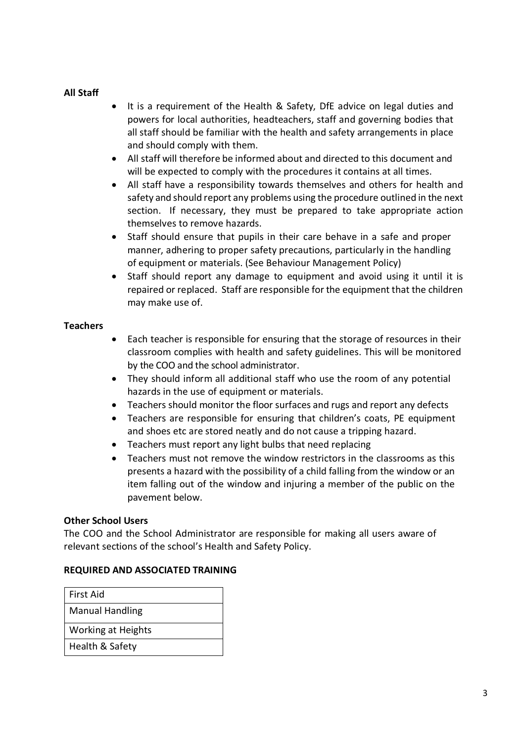**All Staff**

- It is a requirement of the Health & Safety, DfE advice on legal duties and powers for local authorities, headteachers, staff and governing bodies that all staff should be familiar with the health and safety arrangements in place and should comply with them.
- All staff will therefore be informed about and directed to this document and will be expected to comply with the procedures it contains at all times.
- All staff have a responsibility towards themselves and others for health and safety and should report any problems using the procedure outlined in the next section. If necessary, they must be prepared to take appropriate action themselves to remove hazards.
- Staff should ensure that pupils in their care behave in a safe and proper manner, adhering to proper safety precautions, particularly in the handling of equipment or materials. (See Behaviour Management Policy)
- Staff should report any damage to equipment and avoid using it until it is repaired or replaced. Staff are responsible for the equipment that the children may make use of.

**Teachers**

- Each teacher is responsible for ensuring that the storage of resources in their classroom complies with health and safety guidelines. This will be monitored by the COO and the school administrator.
- They should inform all additional staff who use the room of any potential hazards in the use of equipment or materials.
- Teachers should monitor the floor surfaces and rugs and report any defects
- Teachers are responsible for ensuring that children's coats, PE equipment and shoes etc are stored neatly and do not cause a tripping hazard.
- Teachers must report any light bulbs that need replacing
- Teachers must not remove the window restrictors in the classrooms as this presents a hazard with the possibility of a child falling from the window or an item falling out of the window and injuring a member of the public on the pavement below.

**Other School Users**

The COO and the School Administrator are responsible for making all users aware of relevant sections of the school's Health and Safety Policy.

**REQUIRED AND ASSOCIATED TRAINING**

| First Aid |
|---|
| Manual Handling |
| Working at Heights |
| Health & Safety |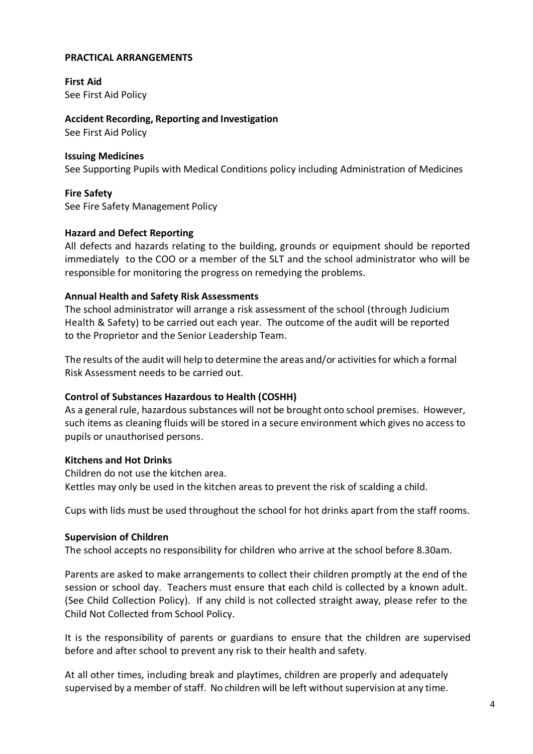## PRACTICAL ARRANGEMENTS

**First Aid**
See First Aid Policy

**Accident Recording, Reporting and Investigation**
See First Aid Policy

**Issuing Medicines**
See Supporting Pupils with Medical Conditions policy including Administration of Medicines

**Fire Safety**
See Fire Safety Management Policy

**Hazard and Defect Reporting**
All defects and hazards relating to the building, grounds or equipment should be reported immediately to the COO or a member of the SLT and the school administrator who will be responsible for monitoring the progress on remedying the problems.

**Annual Health and Safety Risk Assessments**
The school administrator will arrange a risk assessment of the school (through Judicium Health & Safety) to be carried out each year. The outcome of the audit will be reported to the Proprietor and the Senior Leadership Team.

The results of the audit will help to determine the areas and/or activities for which a formal Risk Assessment needs to be carried out.

**Control of Substances Hazardous to Health (COSHH)**
As a general rule, hazardous substances will not be brought onto school premises. However, such items as cleaning fluids will be stored in a secure environment which gives no access to pupils or unauthorised persons.

**Kitchens and Hot Drinks**
Children do not use the kitchen area.
Kettles may only be used in the kitchen areas to prevent the risk of scalding a child.

Cups with lids must be used throughout the school for hot drinks apart from the staff rooms.

**Supervision of Children**
The school accepts no responsibility for children who arrive at the school before 8.30am.

Parents are asked to make arrangements to collect their children promptly at the end of the session or school day. Teachers must ensure that each child is collected by a known adult. (See Child Collection Policy). If any child is not collected straight away, please refer to the Child Not Collected from School Policy.

It is the responsibility of parents or guardians to ensure that the children are supervised before and after school to prevent any risk to their health and safety.

At all other times, including break and playtimes, children are properly and adequately supervised by a member of staff. No children will be left without supervision at any time.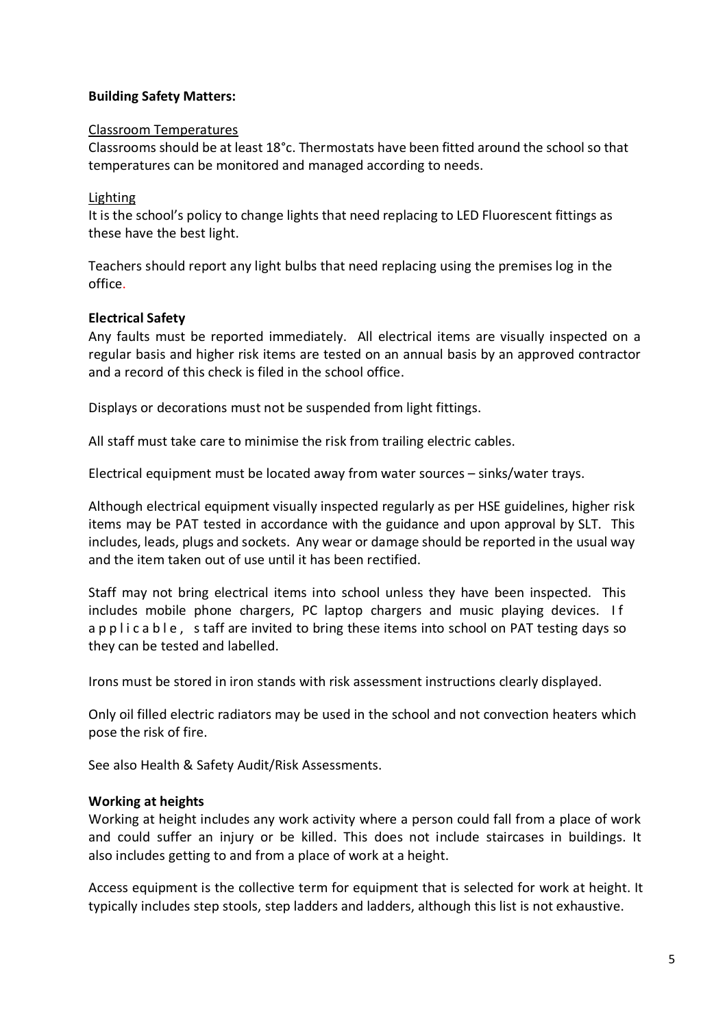**Building Safety Matters:**

Classroom Temperatures

Classrooms should be at least 18°c. Thermostats have been fitted around the school so that temperatures can be monitored and managed according to needs.

Lighting

It is the school's policy to change lights that need replacing to LED Fluorescent fittings as these have the best light.

Teachers should report any light bulbs that need replacing using the premises log in the office.

**Electrical Safety**

Any faults must be reported immediately. All electrical items are visually inspected on a regular basis and higher risk items are tested on an annual basis by an approved contractor and a record of this check is filed in the school office.

Displays or decorations must not be suspended from light fittings.

All staff must take care to minimise the risk from trailing electric cables.

Electrical equipment must be located away from water sources – sinks/water trays.

Although electrical equipment visually inspected regularly as per HSE guidelines, higher risk items may be PAT tested in accordance with the guidance and upon approval by SLT. This includes, leads, plugs and sockets. Any wear or damage should be reported in the usual way and the item taken out of use until it has been rectified.

Staff may not bring electrical items into school unless they have been inspected. This includes mobile phone chargers, PC laptop chargers and music playing devices. If applicable, staff are invited to bring these items into school on PAT testing days so they can be tested and labelled.

Irons must be stored in iron stands with risk assessment instructions clearly displayed.

Only oil filled electric radiators may be used in the school and not convection heaters which pose the risk of fire.

See also Health & Safety Audit/Risk Assessments.

**Working at heights**

Working at height includes any work activity where a person could fall from a place of work and could suffer an injury or be killed. This does not include staircases in buildings. It also includes getting to and from a place of work at a height.

Access equipment is the collective term for equipment that is selected for work at height. It typically includes step stools, step ladders and ladders, although this list is not exhaustive.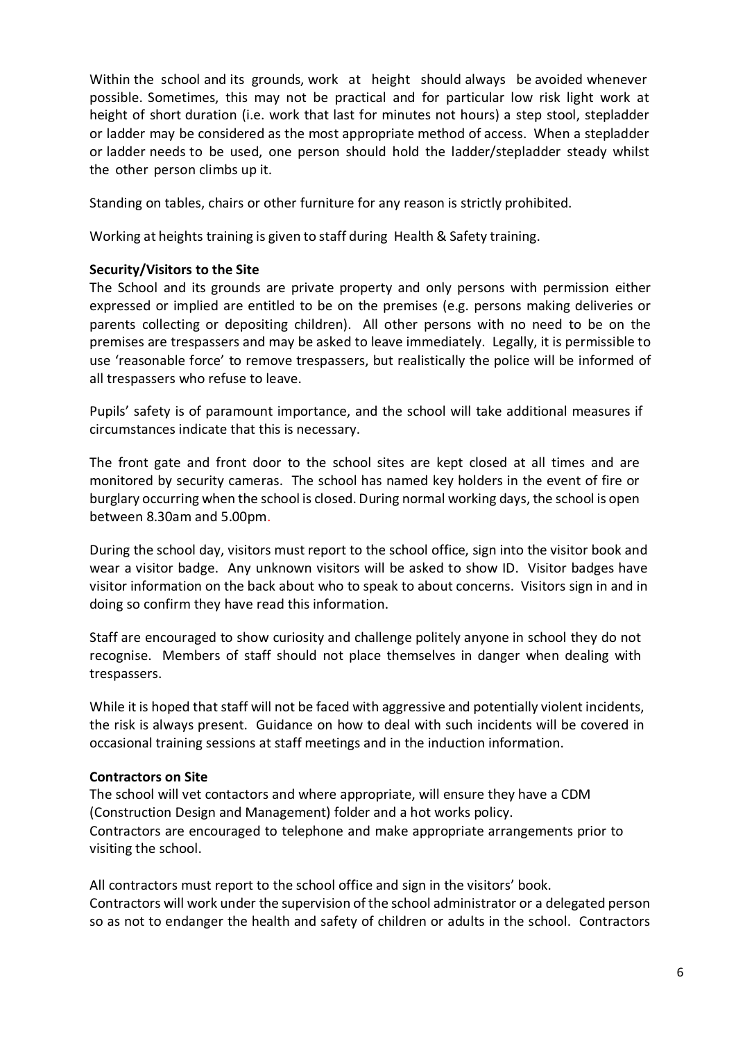Within the school and its grounds, work at height should always be avoided whenever possible. Sometimes, this may not be practical and for particular low risk light work at height of short duration (i.e. work that last for minutes not hours) a step stool, stepladder or ladder may be considered as the most appropriate method of access. When a stepladder or ladder needs to be used, one person should hold the ladder/stepladder steady whilst the other person climbs up it.

Standing on tables, chairs or other furniture for any reason is strictly prohibited.

Working at heights training is given to staff during Health & Safety training.

**Security/Visitors to the Site**

The School and its grounds are private property and only persons with permission either expressed or implied are entitled to be on the premises (e.g. persons making deliveries or parents collecting or depositing children). All other persons with no need to be on the premises are trespassers and may be asked to leave immediately. Legally, it is permissible to use 'reasonable force' to remove trespassers, but realistically the police will be informed of all trespassers who refuse to leave.

Pupils' safety is of paramount importance, and the school will take additional measures if circumstances indicate that this is necessary.

The front gate and front door to the school sites are kept closed at all times and are monitored by security cameras. The school has named key holders in the event of fire or burglary occurring when the school is closed. During normal working days, the school is open between 8.30am and 5.00pm.

During the school day, visitors must report to the school office, sign into the visitor book and wear a visitor badge. Any unknown visitors will be asked to show ID. Visitor badges have visitor information on the back about who to speak to about concerns. Visitors sign in and in doing so confirm they have read this information.

Staff are encouraged to show curiosity and challenge politely anyone in school they do not recognise. Members of staff should not place themselves in danger when dealing with trespassers.

While it is hoped that staff will not be faced with aggressive and potentially violent incidents, the risk is always present. Guidance on how to deal with such incidents will be covered in occasional training sessions at staff meetings and in the induction information.

**Contractors on Site**

The school will vet contactors and where appropriate, will ensure they have a CDM (Construction Design and Management) folder and a hot works policy.
Contractors are encouraged to telephone and make appropriate arrangements prior to visiting the school.

All contractors must report to the school office and sign in the visitors' book.
Contractors will work under the supervision of the school administrator or a delegated person so as not to endanger the health and safety of children or adults in the school. Contractors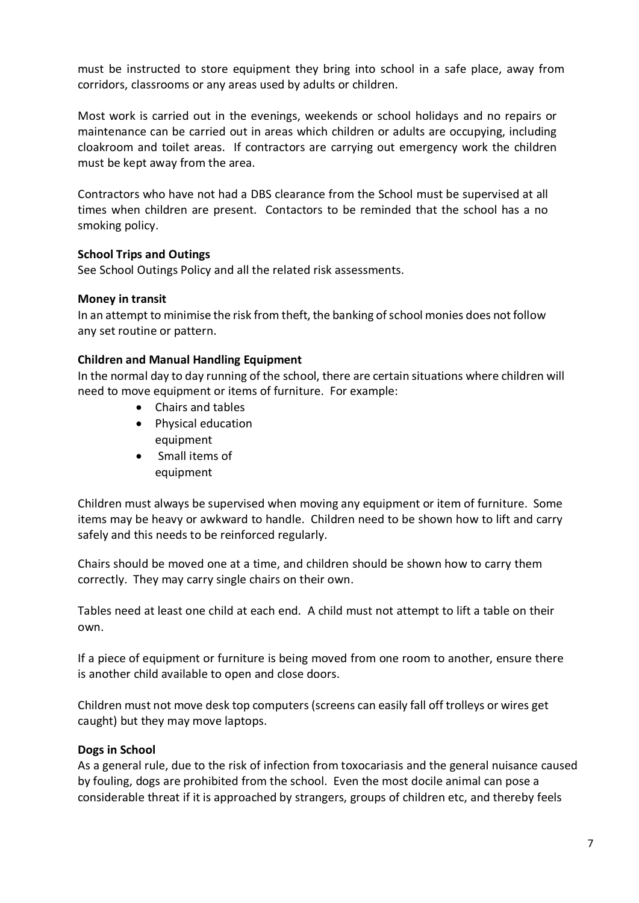must be instructed to store equipment they bring into school in a safe place, away from corridors, classrooms or any areas used by adults or children.

Most work is carried out in the evenings, weekends or school holidays and no repairs or maintenance can be carried out in areas which children or adults are occupying, including cloakroom and toilet areas. If contractors are carrying out emergency work the children must be kept away from the area.

Contractors who have not had a DBS clearance from the School must be supervised at all times when children are present. Contactors to be reminded that the school has a no smoking policy.

**School Trips and Outings**

See School Outings Policy and all the related risk assessments.

**Money in transit**

In an attempt to minimise the risk from theft, the banking of school monies does not follow any set routine or pattern.

**Children and Manual Handling Equipment**

In the normal day to day running of the school, there are certain situations where children will need to move equipment or items of furniture. For example:

- Chairs and tables
- Physical education equipment
- Small items of equipment

Children must always be supervised when moving any equipment or item of furniture. Some items may be heavy or awkward to handle. Children need to be shown how to lift and carry safely and this needs to be reinforced regularly.

Chairs should be moved one at a time, and children should be shown how to carry them correctly. They may carry single chairs on their own.

Tables need at least one child at each end. A child must not attempt to lift a table on their own.

If a piece of equipment or furniture is being moved from one room to another, ensure there is another child available to open and close doors.

Children must not move desk top computers (screens can easily fall off trolleys or wires get caught) but they may move laptops.

**Dogs in School**

As a general rule, due to the risk of infection from toxocariasis and the general nuisance caused by fouling, dogs are prohibited from the school. Even the most docile animal can pose a considerable threat if it is approached by strangers, groups of children etc, and thereby feels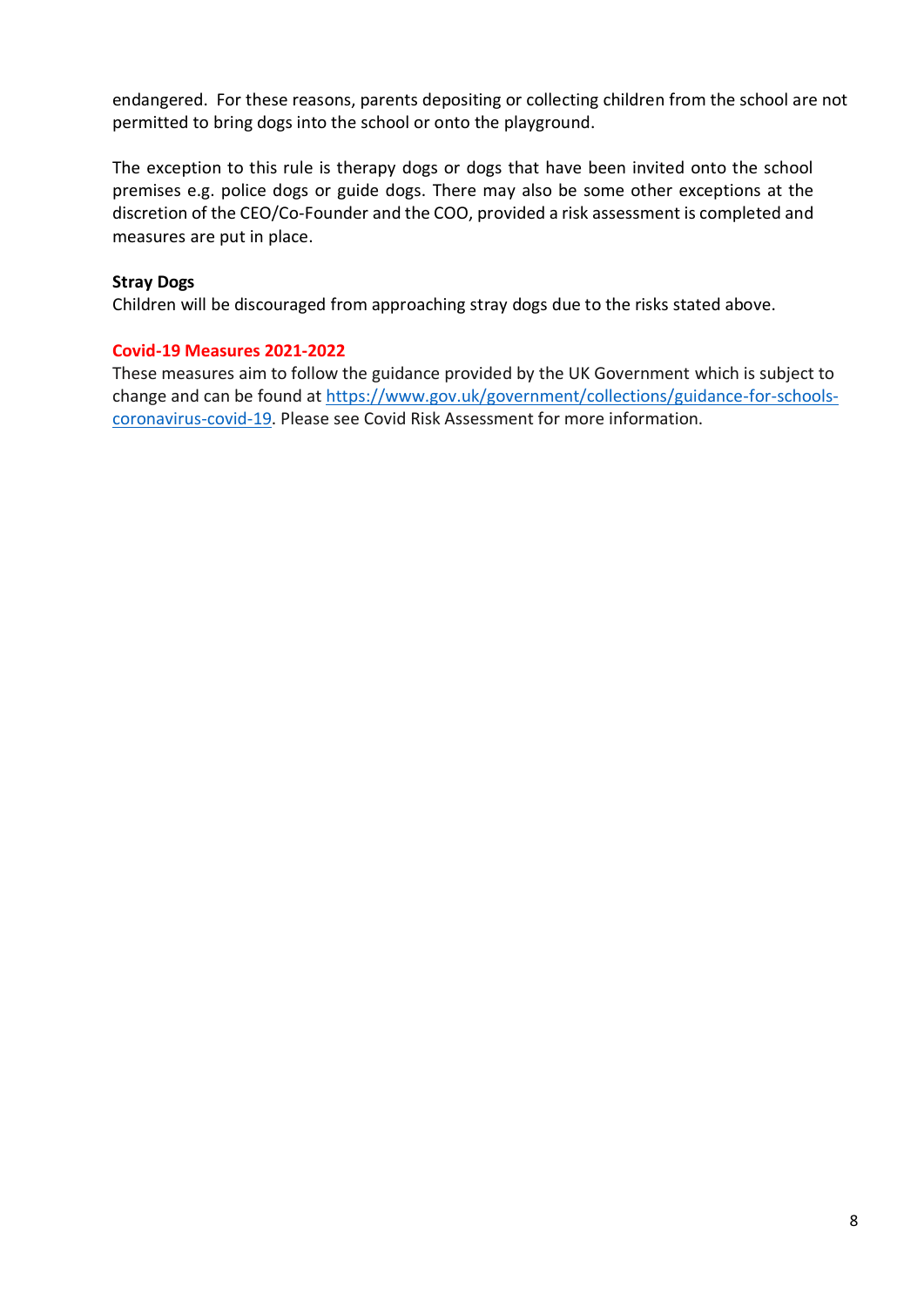endangered. For these reasons, parents depositing or collecting children from the school are not permitted to bring dogs into the school or onto the playground.

The exception to this rule is therapy dogs or dogs that have been invited onto the school premises e.g. police dogs or guide dogs. There may also be some other exceptions at the discretion of the CEO/Co-Founder and the COO, provided a risk assessment is completed and measures are put in place.

**Stray Dogs**

Children will be discouraged from approaching stray dogs due to the risks stated above.

**Covid-19 Measures 2021-2022**

These measures aim to follow the guidance provided by the UK Government which is subject to change and can be found at [https://www.gov.uk/government/collections/guidance-for-schools-coronavirus-covid-19](https://www.gov.uk/government/collections/guidance-for-schools-coronavirus-covid-19). Please see Covid Risk Assessment for more information.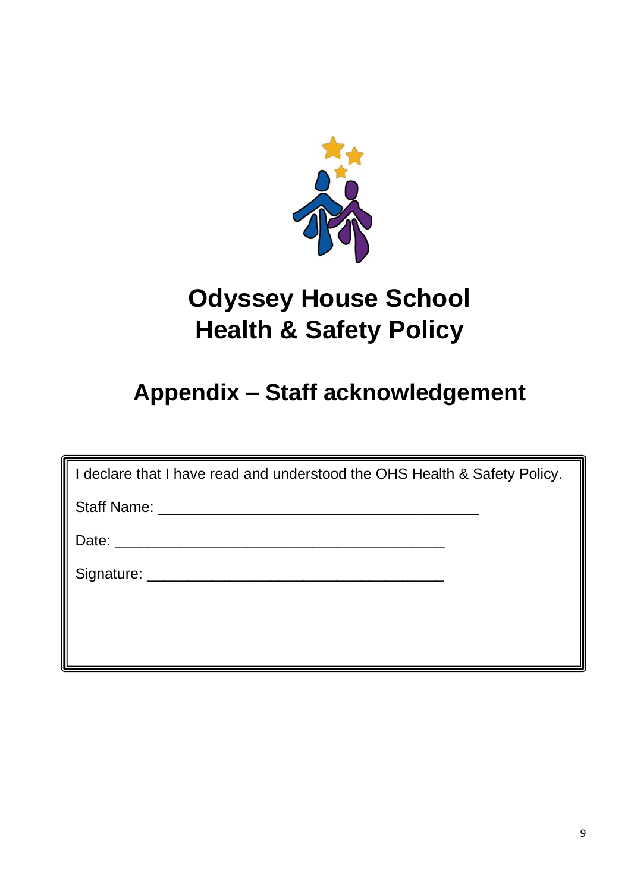# Odyssey House School
# Health & Safety Policy

## Appendix – Staff acknowledgement

I declare that I have read and understood the OHS Health & Safety Policy.

Staff Name: ______________________________________

Date: ________________________________________

Signature: ____________________________________